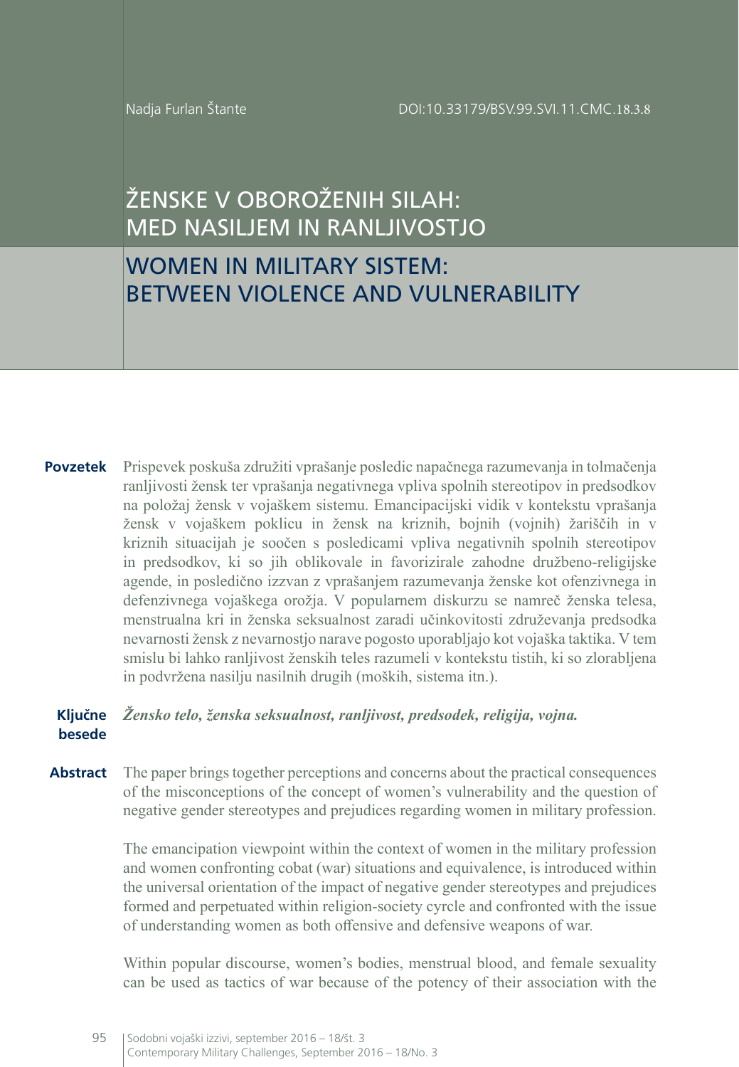Nadja Furlan Štante

DOI:10.33179/BSV.99.SVI.11.CMC.18.3.8

# ŽENSKE V OBOROŽENIH SILAH: MED NASILJEM IN RANLJIVOSTJO

# WOMEN IN MILITARY SISTEM: BETWEEN VIOLENCE AND VULNERABILITY

**Povzetek** Prispevek poskuša združiti vprašanje posledic napačnega razumevanja in tolmačenja ranljivosti žensk ter vprašanja negativnega vpliva spolnih stereotipov in predsodkov na položaj žensk v vojaškem sistemu. Emancipacijski vidik v kontekstu vprašanja žensk v vojaškem poklicu in žensk na kriznih, bojnih (vojnih) žariščih in v kriznih situacijah je soočen s posledicami vpliva negativnih spolnih stereotipov in predsodkov, ki so jih oblikovale in favorizirale zahodne družbeno-religijske agende, in posledično izzvan z vprašanjem razumevanja ženske kot ofenzivnega in defenzivnega vojaškega orožja. V popularnem diskurzu se namreč ženska telesa, menstrualna kri in ženska seksualnost zaradi učinkovitosti združevanja predsodka nevarnosti žensk z nevarnostjo narave pogosto uporabljajo kot vojaška taktika. V tem smislu bi lahko ranljivost ženskih teles razumeli v kontekstu tistih, ki so zlorabljena in podvržena nasilju nasilnih drugih (moških, sistema itn.).

**Ključne besede** *Žensko telo, ženska seksualnost, ranljivost, predsodek, religija, vojna.*

**Abstract** The paper brings together perceptions and concerns about the practical consequences of the misconceptions of the concept of women's vulnerability and the question of negative gender stereotypes and prejudices regarding women in military profession.

The emancipation viewpoint within the context of women in the military profession and women confronting cobat (war) situations and equivalence, is introduced within the universal orientation of the impact of negative gender stereotypes and prejudices formed and perpetuated within religion-society cyrcle and confronted with the issue of understanding women as both offensive and defensive weapons of war.

Within popular discourse, women's bodies, menstrual blood, and female sexuality can be used as tactics of war because of the potency of their association with the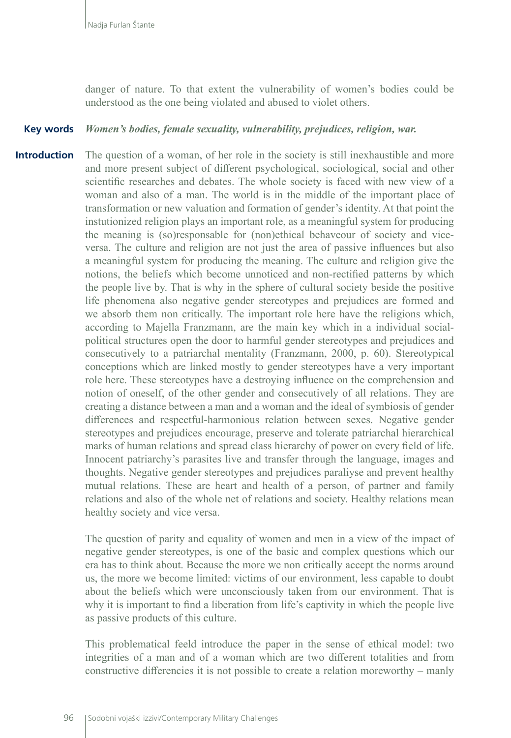danger of nature. To that extent the vulnerability of women's bodies could be understood as the one being violated and abused to violet others.

**Key words** ***Women's bodies, female sexuality, vulnerability, prejudices, religion, war.***

## Introduction

The question of a woman, of her role in the society is still inexhaustible and more and more present subject of different psychological, sociological, social and other scientific researches and debates. The whole society is faced with new view of a woman and also of a man. The world is in the middle of the important place of transformation or new valuation and formation of gender's identity. At that point the instutionized religion plays an important role, as a meaningful system for producing the meaning is (so)responsable for (non)ethical behaveour of society and vice-versa. The culture and religion are not just the area of passive influences but also a meaningful system for producing the meaning. The culture and religion give the notions, the beliefs which become unnoticed and non-rectified patterns by which the people live by. That is why in the sphere of cultural society beside the positive life phenomena also negative gender stereotypes and prejudices are formed and we absorb them non critically. The important role here have the religions which, according to Majella Franzmann, are the main key which in a individual social-political structures open the door to harmful gender stereotypes and prejudices and consecutively to a patriarchal mentality (Franzmann, 2000, p. 60). Stereotypical conceptions which are linked mostly to gender stereotypes have a very important role here. These stereotypes have a destroying influence on the comprehension and notion of oneself, of the other gender and consecutively of all relations. They are creating a distance between a man and a woman and the ideal of symbiosis of gender differences and respectful-harmonious relation between sexes. Negative gender stereotypes and prejudices encourage, preserve and tolerate patriarchal hierarchical marks of human relations and spread class hierarchy of power on every field of life. Innocent patriarchy's parasites live and transfer through the language, images and thoughts. Negative gender stereotypes and prejudices paraliyse and prevent healthy mutual relations. These are heart and health of a person, of partner and family relations and also of the whole net of relations and society. Healthy relations mean healthy society and vice versa.

The question of parity and equality of women and men in a view of the impact of negative gender stereotypes, is one of the basic and complex questions which our era has to think about. Because the more we non critically accept the norms around us, the more we become limited: victims of our environment, less capable to doubt about the beliefs which were unconsciously taken from our environment. That is why it is important to find a liberation from life's captivity in which the people live as passive products of this culture.

This problematical feeld introduce the paper in the sense of ethical model: two integrities of a man and of a woman which are two different totalities and from constructive differencies it is not possible to create a relation moreworthy – manly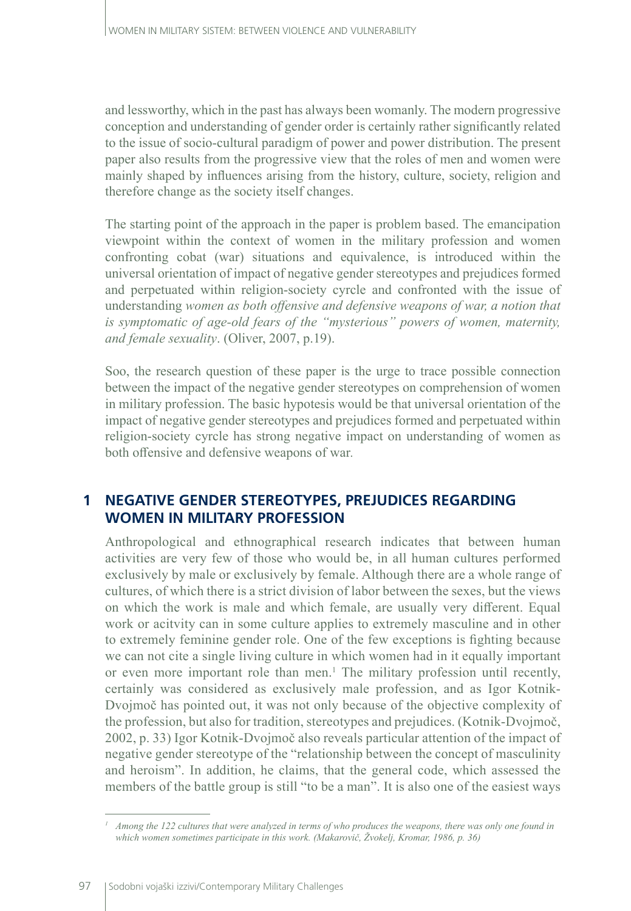and lessworthy, which in the past has always been womanly. The modern progressive conception and understanding of gender order is certainly rather significantly related to the issue of socio-cultural paradigm of power and power distribution. The present paper also results from the progressive view that the roles of men and women were mainly shaped by influences arising from the history, culture, society, religion and therefore change as the society itself changes.

The starting point of the approach in the paper is problem based. The emancipation viewpoint within the context of women in the military profession and women confronting cobat (war) situations and equivalence, is introduced within the universal orientation of impact of negative gender stereotypes and prejudices formed and perpetuated within religion-society cyrcle and confronted with the issue of understanding *women as both offensive and defensive weapons of war, a notion that is symptomatic of age-old fears of the "mysterious" powers of women, maternity, and female sexuality*. (Oliver, 2007, p.19).

Soo, the research question of these paper is the urge to trace possible connection between the impact of the negative gender stereotypes on comprehension of women in military profession. The basic hypotesis would be that universal orientation of the impact of negative gender stereotypes and prejudices formed and perpetuated within religion-society cyrcle has strong negative impact on understanding of women as both offensive and defensive weapons of war.

## 1 NEGATIVE GENDER STEREOTYPES, PREJUDICES REGARDING WOMEN IN MILITARY PROFESSION

Anthropological and ethnographical research indicates that between human activities are very few of those who would be, in all human cultures performed exclusively by male or exclusively by female. Although there are a whole range of cultures, of which there is a strict division of labor between the sexes, but the views on which the work is male and which female, are usually very different. Equal work or acitvity can in some culture applies to extremely masculine and in other to extremely feminine gender role. One of the few exceptions is fighting because we can not cite a single living culture in which women had in it equally important or even more important role than men.[1] The military profession until recently, certainly was considered as exclusively male profession, and as Igor Kotnik-Dvojmoč has pointed out, it was not only because of the objective complexity of the profession, but also for tradition, stereotypes and prejudices. (Kotnik-Dvojmoč, 2002, p. 33) Igor Kotnik-Dvojmoč also reveals particular attention of the impact of negative gender stereotype of the "relationship between the concept of masculinity and heroism". In addition, he claims, that the general code, which assessed the members of the battle group is still "to be a man". It is also one of the easiest ways

[1] *Among the 122 cultures that were analyzed in terms of who produces the weapons, there was only one found in which women sometimes participate in this work. (Makarovič, Žvokelj, Kromar, 1986, p. 36)*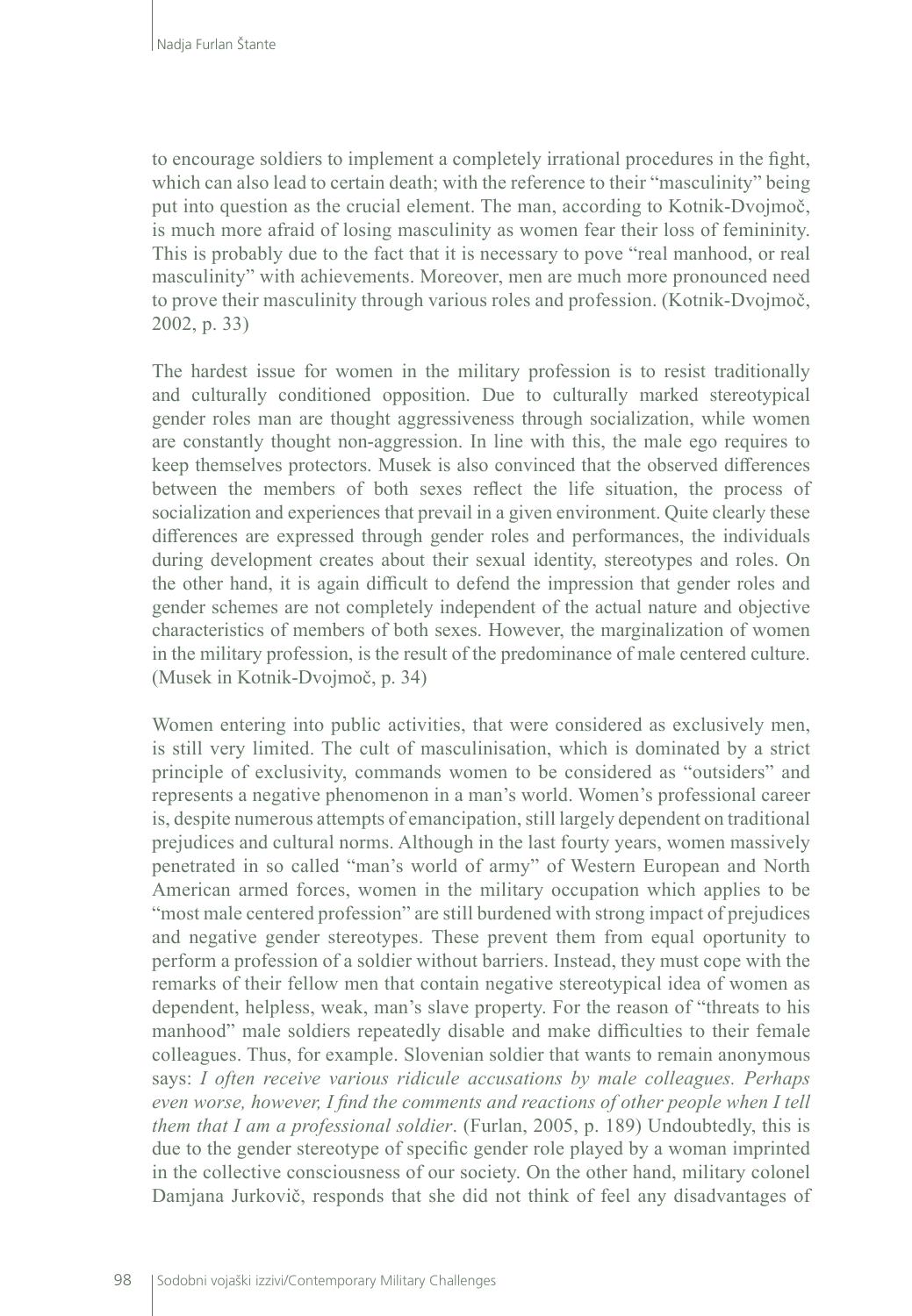to encourage soldiers to implement a completely irrational procedures in the fight, which can also lead to certain death; with the reference to their "masculinity" being put into question as the crucial element. The man, according to Kotnik-Dvojmoč, is much more afraid of losing masculinity as women fear their loss of femininity. This is probably due to the fact that it is necessary to pove "real manhood, or real masculinity" with achievements. Moreover, men are much more pronounced need to prove their masculinity through various roles and profession. (Kotnik-Dvojmoč, 2002, p. 33)

The hardest issue for women in the military profession is to resist traditionally and culturally conditioned opposition. Due to culturally marked stereotypical gender roles man are thought aggressiveness through socialization, while women are constantly thought non-aggression. In line with this, the male ego requires to keep themselves protectors. Musek is also convinced that the observed differences between the members of both sexes reflect the life situation, the process of socialization and experiences that prevail in a given environment. Quite clearly these differences are expressed through gender roles and performances, the individuals during development creates about their sexual identity, stereotypes and roles. On the other hand, it is again difficult to defend the impression that gender roles and gender schemes are not completely independent of the actual nature and objective characteristics of members of both sexes. However, the marginalization of women in the military profession, is the result of the predominance of male centered culture. (Musek in Kotnik-Dvojmoč, p. 34)

Women entering into public activities, that were considered as exclusively men, is still very limited. The cult of masculinisation, which is dominated by a strict principle of exclusivity, commands women to be considered as "outsiders" and represents a negative phenomenon in a man's world. Women's professional career is, despite numerous attempts of emancipation, still largely dependent on traditional prejudices and cultural norms. Although in the last fourty years, women massively penetrated in so called "man's world of army" of Western European and North American armed forces, women in the military occupation which applies to be "most male centered profession" are still burdened with strong impact of prejudices and negative gender stereotypes. These prevent them from equal oportunity to perform a profession of a soldier without barriers. Instead, they must cope with the remarks of their fellow men that contain negative stereotypical idea of women as dependent, helpless, weak, man's slave property. For the reason of "threats to his manhood" male soldiers repeatedly disable and make difficulties to their female colleagues. Thus, for example. Slovenian soldier that wants to remain anonymous says: *I often receive various ridicule accusations by male colleagues. Perhaps even worse, however, I find the comments and reactions of other people when I tell them that I am a professional soldier*. (Furlan, 2005, p. 189) Undoubtedly, this is due to the gender stereotype of specific gender role played by a woman imprinted in the collective consciousness of our society. On the other hand, military colonel Damjana Jurkovič, responds that she did not think of feel any disadvantages of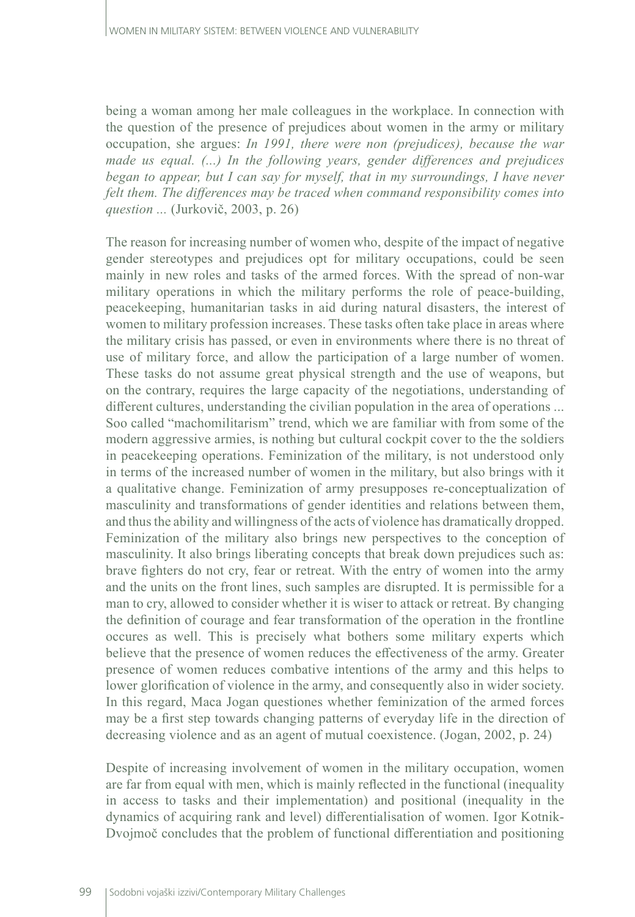being a woman among her male colleagues in the workplace. In connection with the question of the presence of prejudices about women in the army or military occupation, she argues: *In 1991, there were non (prejudices), because the war made us equal. (...) In the following years, gender differences and prejudices began to appear, but I can say for myself, that in my surroundings, I have never felt them. The differences may be traced when command responsibility comes into question ...* (Jurkovič, 2003, p. 26)

The reason for increasing number of women who, despite of the impact of negative gender stereotypes and prejudices opt for military occupations, could be seen mainly in new roles and tasks of the armed forces. With the spread of non-war military operations in which the military performs the role of peace-building, peacekeeping, humanitarian tasks in aid during natural disasters, the interest of women to military profession increases. These tasks often take place in areas where the military crisis has passed, or even in environments where there is no threat of use of military force, and allow the participation of a large number of women. These tasks do not assume great physical strength and the use of weapons, but on the contrary, requires the large capacity of the negotiations, understanding of different cultures, understanding the civilian population in the area of operations ... Soo called "machomilitarism" trend, which we are familiar with from some of the modern aggressive armies, is nothing but cultural cockpit cover to the the soldiers in peacekeeping operations. Feminization of the military, is not understood only in terms of the increased number of women in the military, but also brings with it a qualitative change. Feminization of army presupposes re-conceptualization of masculinity and transformations of gender identities and relations between them, and thus the ability and willingness of the acts of violence has dramatically dropped. Feminization of the military also brings new perspectives to the conception of masculinity. It also brings liberating concepts that break down prejudices such as: brave fighters do not cry, fear or retreat. With the entry of women into the army and the units on the front lines, such samples are disrupted. It is permissible for a man to cry, allowed to consider whether it is wiser to attack or retreat. By changing the definition of courage and fear transformation of the operation in the frontline occures as well. This is precisely what bothers some military experts which believe that the presence of women reduces the effectiveness of the army. Greater presence of women reduces combative intentions of the army and this helps to lower glorification of violence in the army, and consequently also in wider society. In this regard, Maca Jogan questiones whether feminization of the armed forces may be a first step towards changing patterns of everyday life in the direction of decreasing violence and as an agent of mutual coexistence. (Jogan, 2002, p. 24)

Despite of increasing involvement of women in the military occupation, women are far from equal with men, which is mainly reflected in the functional (inequality in access to tasks and their implementation) and positional (inequality in the dynamics of acquiring rank and level) differentialisation of women. Igor Kotnik-Dvojmoč concludes that the problem of functional differentiation and positioning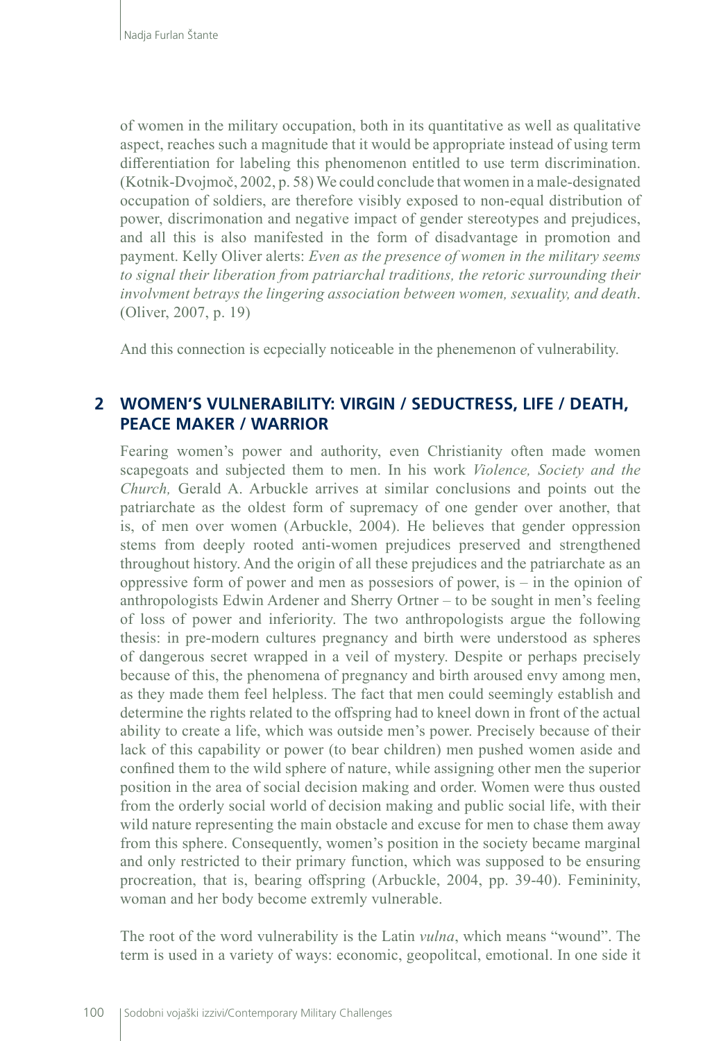of women in the military occupation, both in its quantitative as well as qualitative aspect, reaches such a magnitude that it would be appropriate instead of using term differentiation for labeling this phenomenon entitled to use term discrimination. (Kotnik-Dvojmoč, 2002, p. 58) We could conclude that women in a male-designated occupation of soldiers, are therefore visibly exposed to non-equal distribution of power, discrimonation and negative impact of gender stereotypes and prejudices, and all this is also manifested in the form of disadvantage in promotion and payment. Kelly Oliver alerts: *Even as the presence of women in the military seems to signal their liberation from patriarchal traditions, the retoric surrounding their involvment betrays the lingering association between women, sexuality, and death*. (Oliver, 2007, p. 19)

And this connection is ecpecially noticeable in the phenemenon of vulnerability.

## 2 WOMEN'S VULNERABILITY: VIRGIN / SEDUCTRESS, LIFE / DEATH, PEACE MAKER / WARRIOR

Fearing women's power and authority, even Christianity often made women scapegoats and subjected them to men. In his work *Violence, Society and the Church,* Gerald A. Arbuckle arrives at similar conclusions and points out the patriarchate as the oldest form of supremacy of one gender over another, that is, of men over women (Arbuckle, 2004). He believes that gender oppression stems from deeply rooted anti-women prejudices preserved and strengthened throughout history. And the origin of all these prejudices and the patriarchate as an oppressive form of power and men as possesiors of power, is – in the opinion of anthropologists Edwin Ardener and Sherry Ortner – to be sought in men's feeling of loss of power and inferiority. The two anthropologists argue the following thesis: in pre-modern cultures pregnancy and birth were understood as spheres of dangerous secret wrapped in a veil of mystery. Despite or perhaps precisely because of this, the phenomena of pregnancy and birth aroused envy among men, as they made them feel helpless. The fact that men could seemingly establish and determine the rights related to the offspring had to kneel down in front of the actual ability to create a life, which was outside men's power. Precisely because of their lack of this capability or power (to bear children) men pushed women aside and confined them to the wild sphere of nature, while assigning other men the superior position in the area of social decision making and order. Women were thus ousted from the orderly social world of decision making and public social life, with their wild nature representing the main obstacle and excuse for men to chase them away from this sphere. Consequently, women's position in the society became marginal and only restricted to their primary function, which was supposed to be ensuring procreation, that is, bearing offspring (Arbuckle, 2004, pp. 39-40). Femininity, woman and her body become extremly vulnerable.

The root of the word vulnerability is the Latin *vulna*, which means "wound". The term is used in a variety of ways: economic, geopolitcal, emotional. In one side it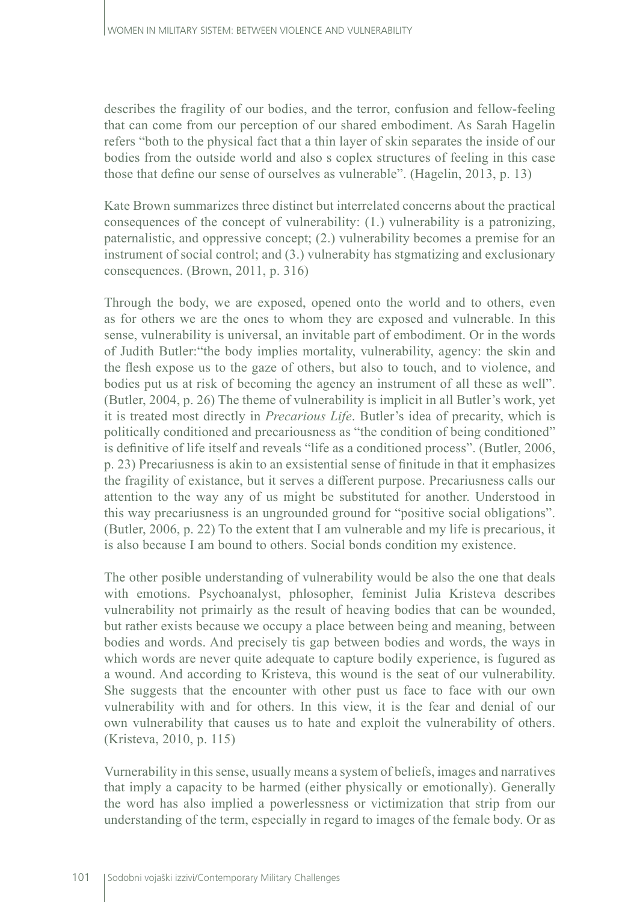describes the fragility of our bodies, and the terror, confusion and fellow-feeling that can come from our perception of our shared embodiment. As Sarah Hagelin refers "both to the physical fact that a thin layer of skin separates the inside of our bodies from the outside world and also s coplex structures of feeling in this case those that define our sense of ourselves as vulnerable". (Hagelin, 2013, p. 13)

Kate Brown summarizes three distinct but interrelated concerns about the practical consequences of the concept of vulnerability: (1.) vulnerability is a patronizing, paternalistic, and oppressive concept; (2.) vulnerability becomes a premise for an instrument of social control; and (3.) vulnerabity has stgmatizing and exclusionary consequences. (Brown, 2011, p. 316)

Through the body, we are exposed, opened onto the world and to others, even as for others we are the ones to whom they are exposed and vulnerable. In this sense, vulnerability is universal, an invitable part of embodiment. Or in the words of Judith Butler:"the body implies mortality, vulnerability, agency: the skin and the flesh expose us to the gaze of others, but also to touch, and to violence, and bodies put us at risk of becoming the agency an instrument of all these as well". (Butler, 2004, p. 26) The theme of vulnerability is implicit in all Butler's work, yet it is treated most directly in *Precarious Life*. Butler's idea of precarity, which is politically conditioned and precariousness as "the condition of being conditioned" is definitive of life itself and reveals "life as a conditioned process". (Butler, 2006, p. 23) Precariusness is akin to an exsistential sense of finitude in that it emphasizes the fragility of existance, but it serves a different purpose. Precariusness calls our attention to the way any of us might be substituted for another. Understood in this way precariusness is an ungrounded ground for "positive social obligations". (Butler, 2006, p. 22) To the extent that I am vulnerable and my life is precarious, it is also because I am bound to others. Social bonds condition my existence.

The other posible understanding of vulnerability would be also the one that deals with emotions. Psychoanalyst, phlosopher, feminist Julia Kristeva describes vulnerability not primairly as the result of heaving bodies that can be wounded, but rather exists because we occupy a place between being and meaning, between bodies and words. And precisely tis gap between bodies and words, the ways in which words are never quite adequate to capture bodily experience, is fugured as a wound. And according to Kristeva, this wound is the seat of our vulnerability. She suggests that the encounter with other pust us face to face with our own vulnerability with and for others. In this view, it is the fear and denial of our own vulnerability that causes us to hate and exploit the vulnerability of others. (Kristeva, 2010, p. 115)

Vurnerability in this sense, usually means a system of beliefs, images and narratives that imply a capacity to be harmed (either physically or emotionally). Generally the word has also implied a powerlessness or victimization that strip from our understanding of the term, especially in regard to images of the female body. Or as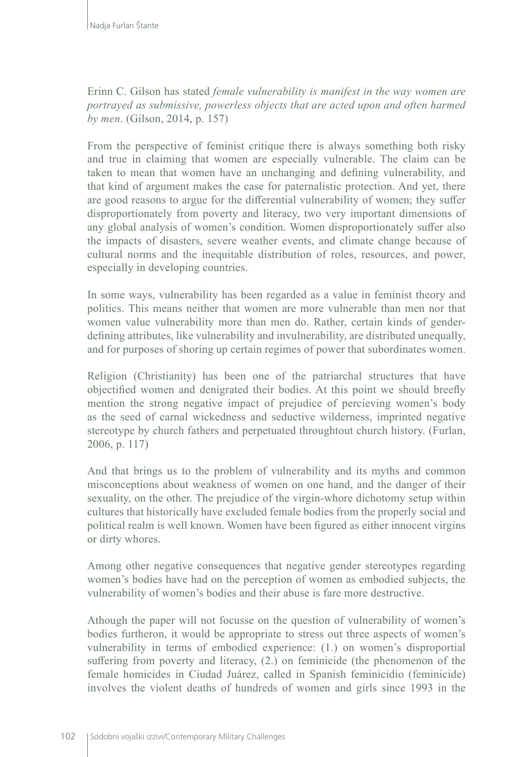Erinn C. Gilson has stated *female vulnerability is manifest in the way women are portrayed as submissive, powerless objects that are acted upon and often harmed by men*. (Gilson, 2014, p. 157)

From the perspective of feminist critique there is always something both risky and true in claiming that women are especially vulnerable. The claim can be taken to mean that women have an unchanging and defining vulnerability, and that kind of argument makes the case for paternalistic protection. And yet, there are good reasons to argue for the differential vulnerability of women; they suffer disproportionately from poverty and literacy, two very important dimensions of any global analysis of women's condition. Women disproportionately suffer also the impacts of disasters, severe weather events, and climate change because of cultural norms and the inequitable distribution of roles, resources, and power, especially in developing countries.

In some ways, vulnerability has been regarded as a value in feminist theory and politics. This means neither that women are more vulnerable than men nor that women value vulnerability more than men do. Rather, certain kinds of gender-defining attributes, like vulnerability and invulnerability, are distributed unequally, and for purposes of shoring up certain regimes of power that subordinates women.

Religion (Christianity) has been one of the patriarchal structures that have objectified women and denigrated their bodies. At this point we should breefly mention the strong negative impact of prejudice of percieving women's body as the seed of carnal wickedness and seductive wilderness, imprinted negative stereotype by church fathers and perpetuated throughtout church history. (Furlan, 2006, p. 117)

And that brings us to the problem of vulnerability and its myths and common misconceptions about weakness of women on one hand, and the danger of their sexuality, on the other. The prejudice of the virgin-whore dichotomy setup within cultures that historically have excluded female bodies from the properly social and political realm is well known. Women have been figured as either innocent virgins or dirty whores.

Among other negative consequences that negative gender stereotypes regarding women's bodies have had on the perception of women as embodied subjects, the vulnerability of women's bodies and their abuse is fare more destructive.

Athough the paper will not focusse on the question of vulnerability of women's bodies furtheron, it would be appropriate to stress out three aspects of women's vulnerability in terms of embodied experience: (1.) on women's disproportial suffering from poverty and literacy, (2.) on feminicide (the phenomenon of the female homicides in Ciudad Juárez, called in Spanish feminicidio (feminicide) involves the violent deaths of hundreds of women and girls since 1993 in the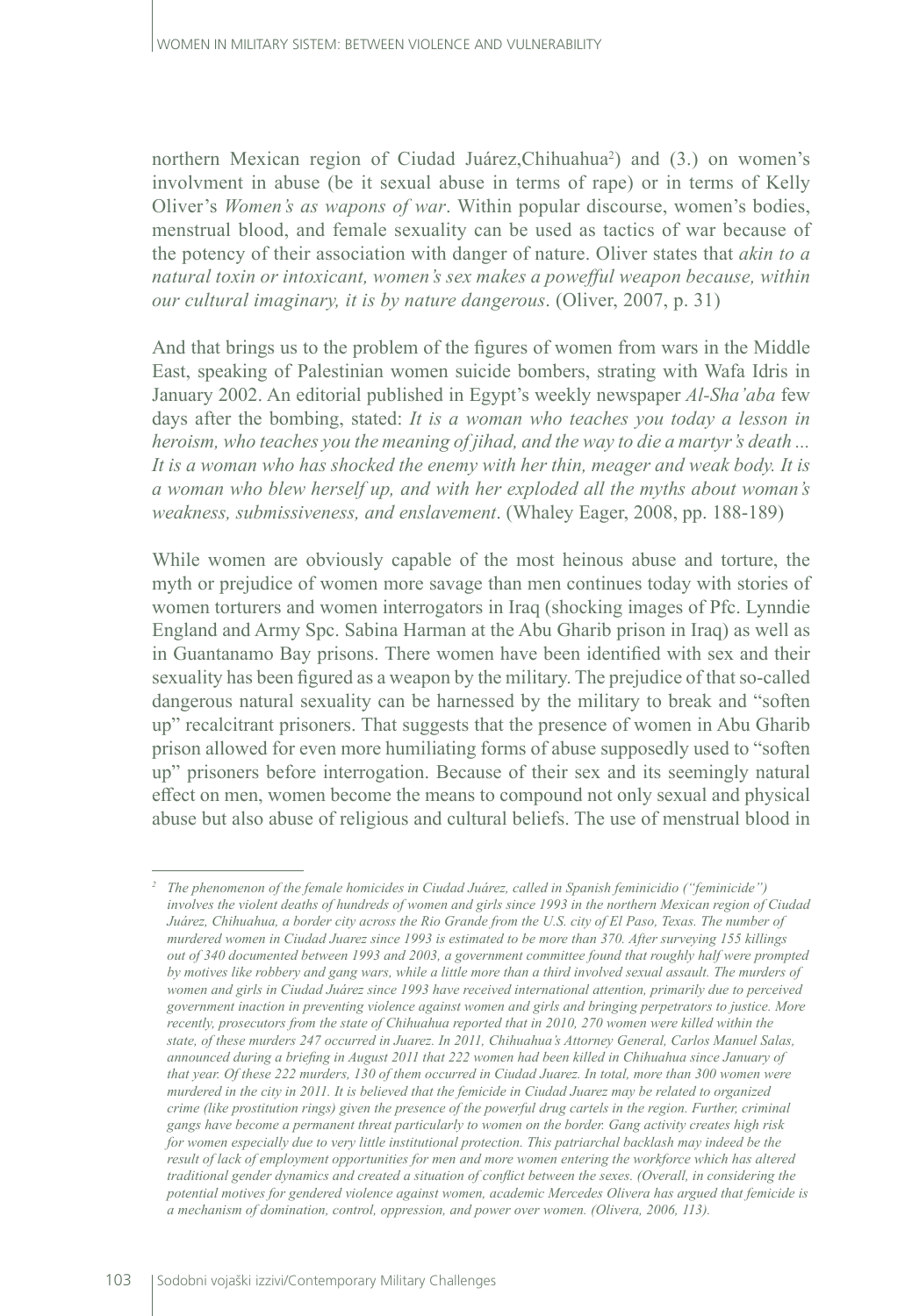northern Mexican region of Ciudad Juárez,Chihuahua[2]) and (3.) on women's involvment in abuse (be it sexual abuse in terms of rape) or in terms of Kelly Oliver's *Women's as wapons of war*. Within popular discourse, women's bodies, menstrual blood, and female sexuality can be used as tactics of war because of the potency of their association with danger of nature. Oliver states that *akin to a natural toxin or intoxicant, women's sex makes a poweffful weapon because, within our cultural imaginary, it is by nature dangerous*. (Oliver, 2007, p. 31)

And that brings us to the problem of the figures of women from wars in the Middle East, speaking of Palestinian women suicide bombers, strating with Wafa Idris in January 2002. An editorial published in Egypt's weekly newspaper *Al-Sha'aba* few days after the bombing, stated: *It is a woman who teaches you today a lesson in heroism, who teaches you the meaning of jihad, and the way to die a martyr's death ... It is a woman who has shocked the enemy with her thin, meager and weak body. It is a woman who blew herself up, and with her exploded all the myths about woman's weakness, submissiveness, and enslavement*. (Whaley Eager, 2008, pp. 188-189)

While women are obviously capable of the most heinous abuse and torture, the myth or prejudice of women more savage than men continues today with stories of women torturers and women interrogators in Iraq (shocking images of Pfc. Lynndie England and Army Spc. Sabina Harman at the Abu Gharib prison in Iraq) as well as in Guantanamo Bay prisons. There women have been identified with sex and their sexuality has been figured as a weapon by the military. The prejudice of that so-called dangerous natural sexuality can be harnessed by the military to break and "soften up" recalcitrant prisoners. That suggests that the presence of women in Abu Gharib prison allowed for even more humiliating forms of abuse supposedly used to "soften up" prisoners before interrogation. Because of their sex and its seemingly natural effect on men, women become the means to compound not only sexual and physical abuse but also abuse of religious and cultural beliefs. The use of menstrual blood in

---

[2] *The phenomenon of the female homicides in Ciudad Juárez, called in Spanish feminicidio ("feminicide") involves the violent deaths of hundreds of women and girls since 1993 in the northern Mexican region of Ciudad Juárez, Chihuahua, a border city across the Rio Grande from the U.S. city of El Paso, Texas. The number of murdered women in Ciudad Juarez since 1993 is estimated to be more than 370. After surveying 155 killings out of 340 documented between 1993 and 2003, a government committee found that roughly half were prompted by motives like robbery and gang wars, while a little more than a third involved sexual assault. The murders of women and girls in Ciudad Juárez since 1993 have received international attention, primarily due to perceived government inaction in preventing violence against women and girls and bringing perpetrators to justice. More recently, prosecutors from the state of Chihuahua reported that in 2010, 270 women were killed within the state, of these murders 247 occurred in Juarez. In 2011, Chihuahua's Attorney General, Carlos Manuel Salas, announced during a briefing in August 2011 that 222 women had been killed in Chihuahua since January of that year. Of these 222 murders, 130 of them occurred in Ciudad Juarez. In total, more than 300 women were murdered in the city in 2011. It is believed that the femicide in Ciudad Juarez may be related to organized crime (like prostitution rings) given the presence of the powerful drug cartels in the region. Further, criminal gangs have become a permanent threat particularly to women on the border. Gang activity creates high risk for women especially due to very little institutional protection. This patriarchal backlash may indeed be the result of lack of employment opportunities for men and more women entering the workforce which has altered traditional gender dynamics and created a situation of conflict between the sexes. (Overall, in considering the potential motives for gendered violence against women, academic Mercedes Olivera has argued that femicide is a mechanism of domination, control, oppression, and power over women. (Olivera, 2006, 113).*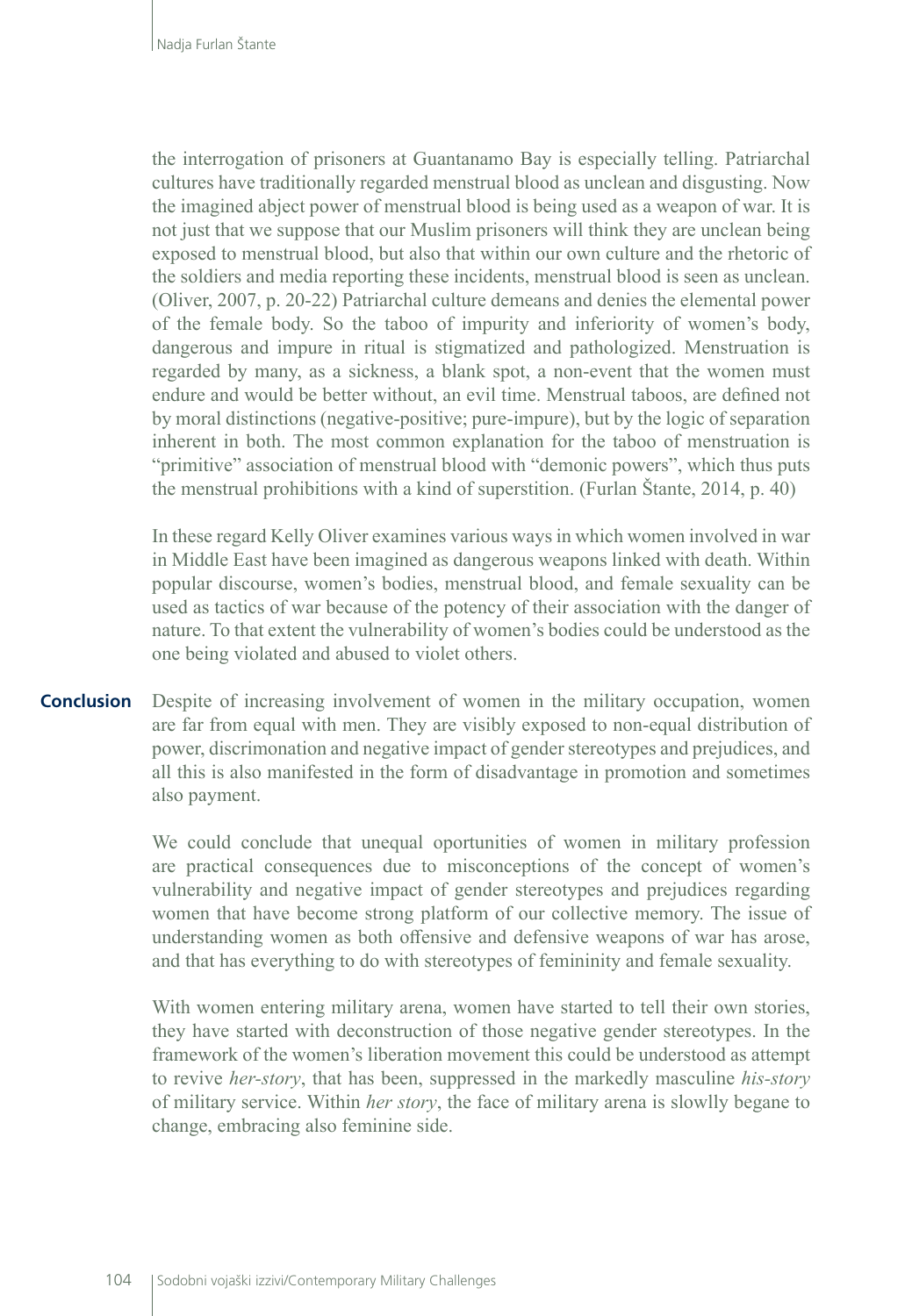the interrogation of prisoners at Guantanamo Bay is especially telling. Patriarchal cultures have traditionally regarded menstrual blood as unclean and disgusting. Now the imagined abject power of menstrual blood is being used as a weapon of war. It is not just that we suppose that our Muslim prisoners will think they are unclean being exposed to menstrual blood, but also that within our own culture and the rhetoric of the soldiers and media reporting these incidents, menstrual blood is seen as unclean. (Oliver, 2007, p. 20-22) Patriarchal culture demeans and denies the elemental power of the female body. So the taboo of impurity and inferiority of women's body, dangerous and impure in ritual is stigmatized and pathologized. Menstruation is regarded by many, as a sickness, a blank spot, a non-event that the women must endure and would be better without, an evil time. Menstrual taboos, are defined not by moral distinctions (negative-positive; pure-impure), but by the logic of separation inherent in both. The most common explanation for the taboo of menstruation is "primitive" association of menstrual blood with "demonic powers", which thus puts the menstrual prohibitions with a kind of superstition. (Furlan Štante, 2014, p. 40)

In these regard Kelly Oliver examines various ways in which women involved in war in Middle East have been imagined as dangerous weapons linked with death. Within popular discourse, women's bodies, menstrual blood, and female sexuality can be used as tactics of war because of the potency of their association with the danger of nature. To that extent the vulnerability of women's bodies could be understood as the one being violated and abused to violet others.

## Conclusion

Despite of increasing involvement of women in the military occupation, women are far from equal with men. They are visibly exposed to non-equal distribution of power, discrimonation and negative impact of gender stereotypes and prejudices, and all this is also manifested in the form of disadvantage in promotion and sometimes also payment.

We could conclude that unequal oportunities of women in military profession are practical consequences due to misconceptions of the concept of women's vulnerability and negative impact of gender stereotypes and prejudices regarding women that have become strong platform of our collective memory. The issue of understanding women as both offensive and defensive weapons of war has arose, and that has everything to do with stereotypes of femininity and female sexuality.

With women entering military arena, women have started to tell their own stories, they have started with deconstruction of those negative gender stereotypes. In the framework of the women's liberation movement this could be understood as attempt to revive *her-story*, that has been, suppressed in the markedly masculine *his-story* of military service. Within *her story*, the face of military arena is slowly begane to change, embracing also feminine side.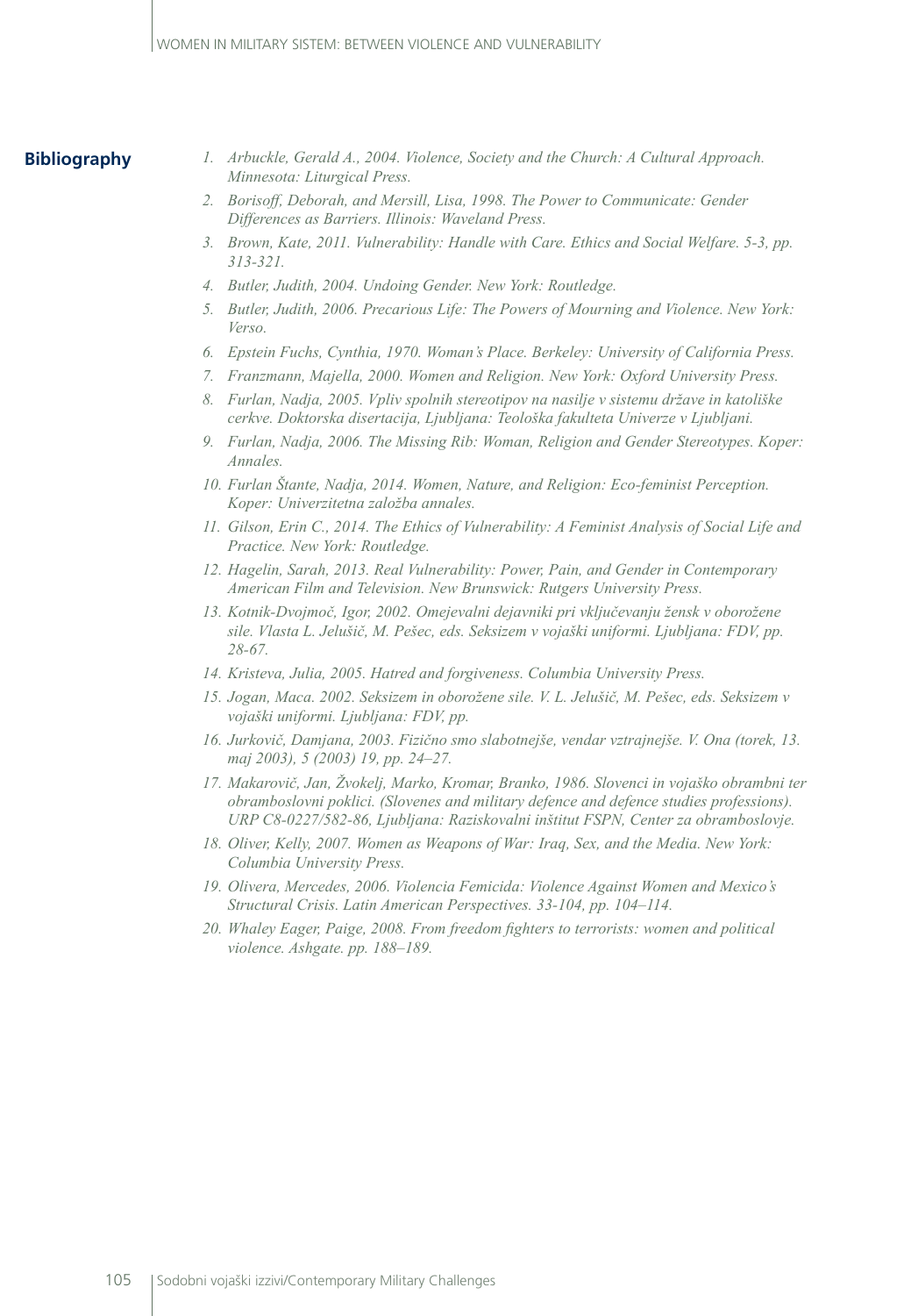## Bibliography

1. *Arbuckle, Gerald A., 2004. Violence, Society and the Church: A Cultural Approach. Minnesota: Liturgical Press.*
2. *Borisoff, Deborah, and Mersill, Lisa, 1998. The Power to Communicate: Gender Differences as Barriers. Illinois: Waveland Press.*
3. *Brown, Kate, 2011. Vulnerability: Handle with Care. Ethics and Social Welfare. 5-3, pp. 313-321.*
4. *Butler, Judith, 2004. Undoing Gender. New York: Routledge.*
5. *Butler, Judith, 2006. Precarious Life: The Powers of Mourning and Violence. New York: Verso.*
6. *Epstein Fuchs, Cynthia, 1970. Woman's Place. Berkeley: University of California Press.*
7. *Franzmann, Majella, 2000. Women and Religion. New York: Oxford University Press.*
8. *Furlan, Nadja, 2005. Vpliv spolnih stereotipov na nasilje v sistemu države in katoliške cerkve. Doktorska disertacija, Ljubljana: Teološka fakulteta Univerze v Ljubljani.*
9. *Furlan, Nadja, 2006. The Missing Rib: Woman, Religion and Gender Stereotypes. Koper: Annales.*
10. *Furlan Štante, Nadja, 2014. Women, Nature, and Religion: Eco-feminist Perception. Koper: Univerzitetna založba annales.*
11. *Gilson, Erin C., 2014. The Ethics of Vulnerability: A Feminist Analysis of Social Life and Practice. New York: Routledge.*
12. *Hagelin, Sarah, 2013. Real Vulnerability: Power, Pain, and Gender in Contemporary American Film and Television. New Brunswick: Rutgers University Press.*
13. *Kotnik-Dvojmoč, Igor, 2002. Omejevalni dejavniki pri vključevanju žensk v oborožene sile. Vlasta L. Jelušič, M. Pešec, eds. Seksizem v vojaški uniformi. Ljubljana: FDV, pp. 28-67.*
14. *Kristeva, Julia, 2005. Hatred and forgiveness. Columbia University Press.*
15. *Jogan, Maca. 2002. Seksizem in oborožene sile. V. L. Jelušič, M. Pešec, eds. Seksizem v vojaški uniformi. Ljubljana: FDV, pp.*
16. *Jurkovič, Damjana, 2003. Fizično smo slabotnejše, vendar vztrajnejše. V. Ona (torek, 13. maj 2003), 5 (2003) 19, pp. 24–27.*
17. *Makarovič, Jan, Žvokelj, Marko, Kromar, Branko, 1986. Slovenci in vojaško obrambni ter obramboslovni poklici. (Slovenes and military defence and defence studies professions). URP C8-0227/582-86, Ljubljana: Raziskovalni inštitut FSPN, Center za obramboslovje.*
18. *Oliver, Kelly, 2007. Women as Weapons of War: Iraq, Sex, and the Media. New York: Columbia University Press.*
19. *Olivera, Mercedes, 2006. Violencia Femicida: Violence Against Women and Mexico's Structural Crisis. Latin American Perspectives. 33-104, pp. 104–114.*
20. *Whaley Eager, Paige, 2008. From freedom fighters to terrorists: women and political violence. Ashgate. pp. 188–189.*